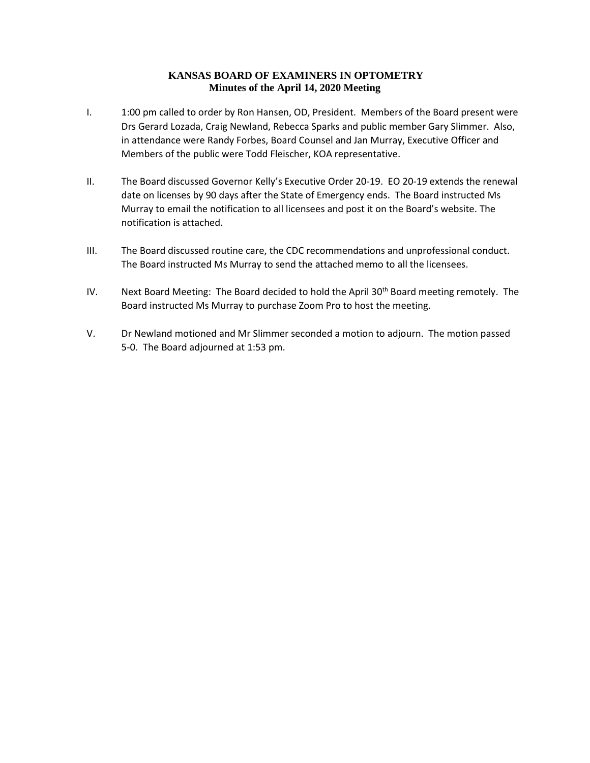# KANSAS BOARD OF EXAMINERS IN OPTOMETRY
## Minutes of the April 14, 2020 Meeting

I. 1:00 pm called to order by Ron Hansen, OD, President. Members of the Board present were Drs Gerard Lozada, Craig Newland, Rebecca Sparks and public member Gary Slimmer. Also, in attendance were Randy Forbes, Board Counsel and Jan Murray, Executive Officer and Members of the public were Todd Fleischer, KOA representative.

II. The Board discussed Governor Kelly's Executive Order 20-19. EO 20-19 extends the renewal date on licenses by 90 days after the State of Emergency ends. The Board instructed Ms Murray to email the notification to all licensees and post it on the Board's website. The notification is attached.

III. The Board discussed routine care, the CDC recommendations and unprofessional conduct. The Board instructed Ms Murray to send the attached memo to all the licensees.

IV. Next Board Meeting: The Board decided to hold the April 30th Board meeting remotely. The Board instructed Ms Murray to purchase Zoom Pro to host the meeting.

V. Dr Newland motioned and Mr Slimmer seconded a motion to adjourn. The motion passed 5-0. The Board adjourned at 1:53 pm.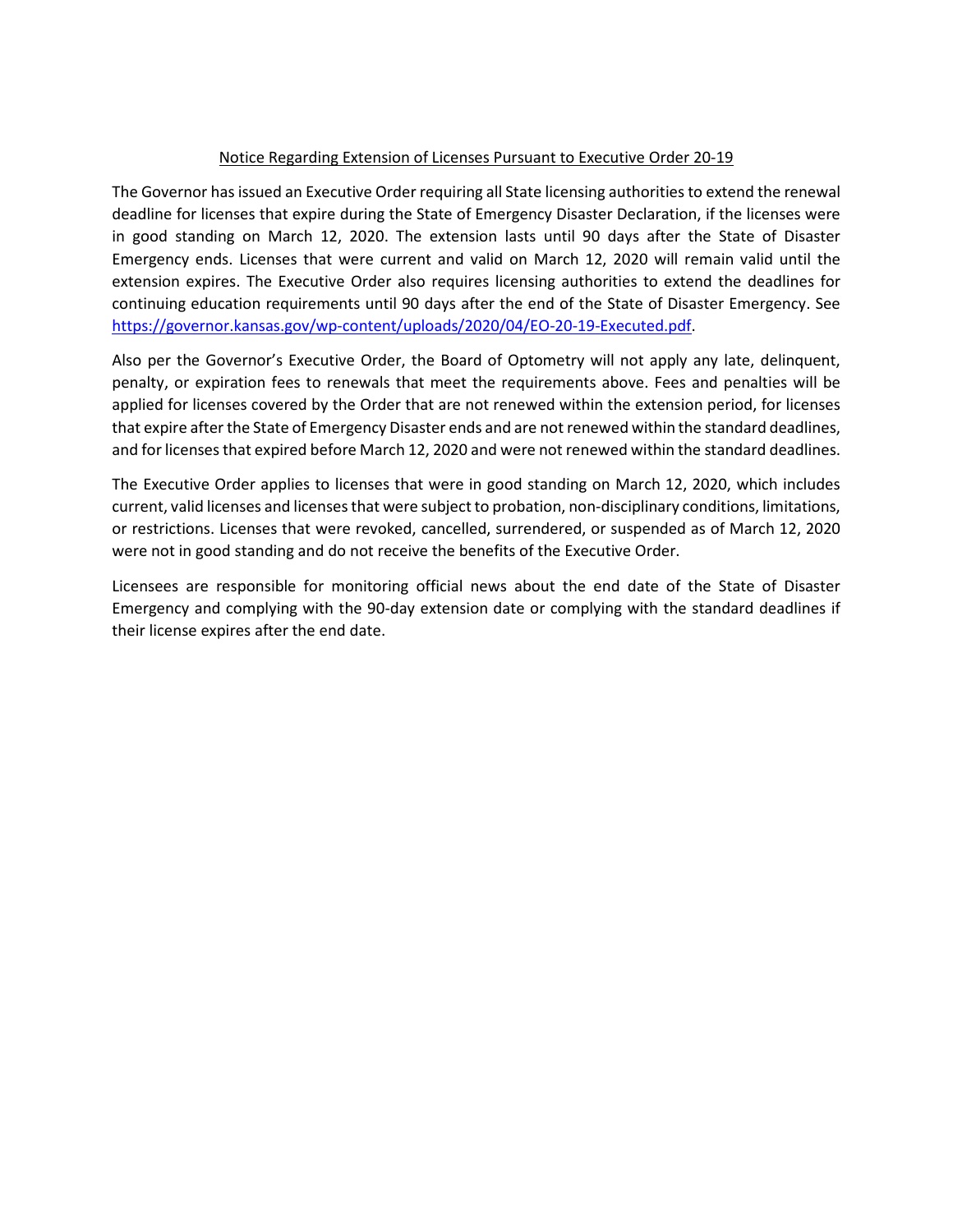Notice Regarding Extension of Licenses Pursuant to Executive Order 20-19

The Governor has issued an Executive Order requiring all State licensing authorities to extend the renewal deadline for licenses that expire during the State of Emergency Disaster Declaration, if the licenses were in good standing on March 12, 2020. The extension lasts until 90 days after the State of Disaster Emergency ends. Licenses that were current and valid on March 12, 2020 will remain valid until the extension expires. The Executive Order also requires licensing authorities to extend the deadlines for continuing education requirements until 90 days after the end of the State of Disaster Emergency. See [https://governor.kansas.gov/wp-content/uploads/2020/04/EO-20-19-Executed.pdf](https://governor.kansas.gov/wp-content/uploads/2020/04/EO-20-19-Executed.pdf).

Also per the Governor's Executive Order, the Board of Optometry will not apply any late, delinquent, penalty, or expiration fees to renewals that meet the requirements above. Fees and penalties will be applied for licenses covered by the Order that are not renewed within the extension period, for licenses that expire after the State of Emergency Disaster ends and are not renewed within the standard deadlines, and for licenses that expired before March 12, 2020 and were not renewed within the standard deadlines.

The Executive Order applies to licenses that were in good standing on March 12, 2020, which includes current, valid licenses and licenses that were subject to probation, non-disciplinary conditions, limitations, or restrictions. Licenses that were revoked, cancelled, surrendered, or suspended as of March 12, 2020 were not in good standing and do not receive the benefits of the Executive Order.

Licensees are responsible for monitoring official news about the end date of the State of Disaster Emergency and complying with the 90-day extension date or complying with the standard deadlines if their license expires after the end date.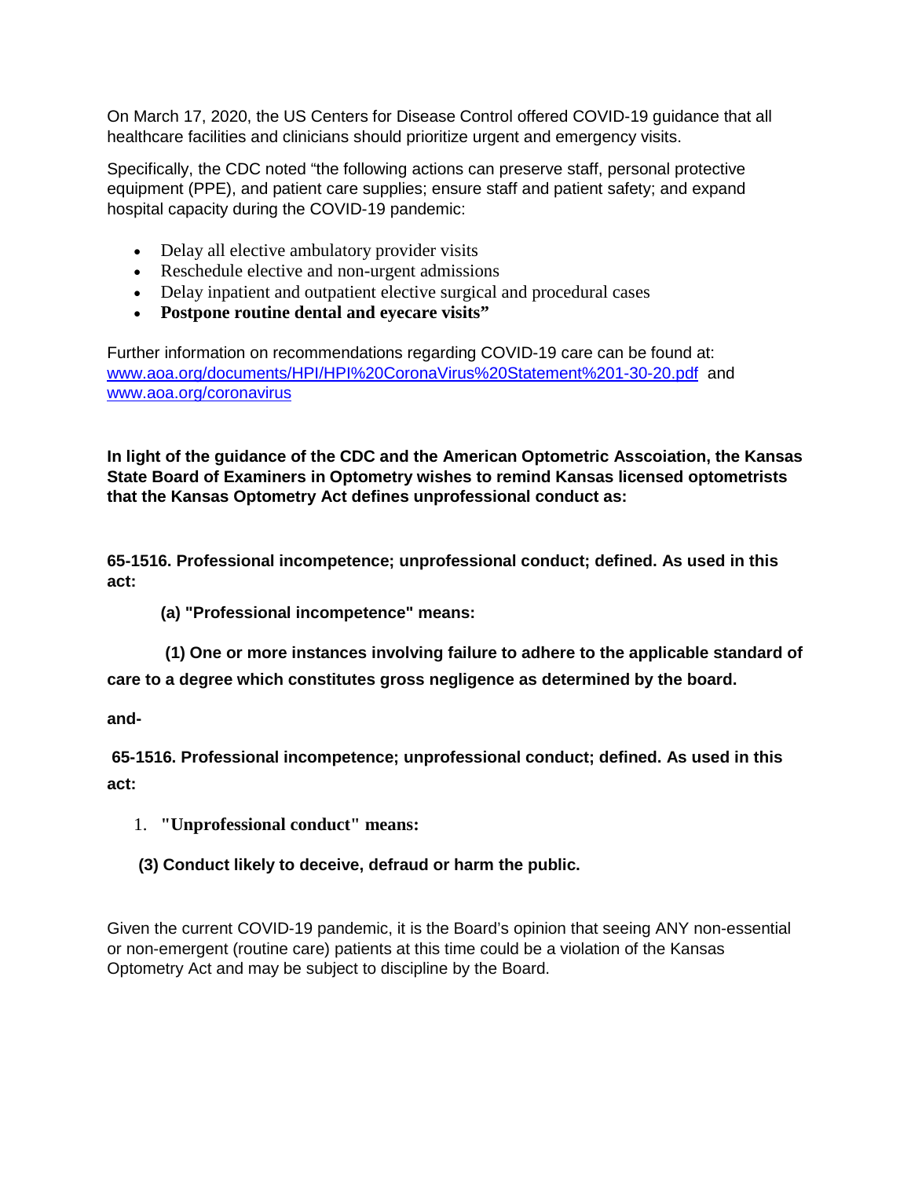On March 17, 2020, the US Centers for Disease Control offered COVID-19 guidance that all healthcare facilities and clinicians should prioritize urgent and emergency visits.

Specifically, the CDC noted "the following actions can preserve staff, personal protective equipment (PPE), and patient care supplies; ensure staff and patient safety; and expand hospital capacity during the COVID-19 pandemic:

- Delay all elective ambulatory provider visits
- Reschedule elective and non-urgent admissions
- Delay inpatient and outpatient elective surgical and procedural cases
- **Postpone routine dental and eyecare visits"**

Further information on recommendations regarding COVID-19 care can be found at: [www.aoa.org/documents/HPI/HPI%20CoronaVirus%20Statement%201-30-20.pdf](www.aoa.org/documents/HPI/HPI%20CoronaVirus%20Statement%201-30-20.pdf) and [www.aoa.org/coronavirus](www.aoa.org/coronavirus)

**In light of the guidance of the CDC and the American Optometric Asscoiation, the Kansas State Board of Examiners in Optometry wishes to remind Kansas licensed optometrists that the Kansas Optometry Act defines unprofessional conduct as:**

**65-1516. Professional incompetence; unprofessional conduct; defined. As used in this act:**

**(a) "Professional incompetence" means:**

**(1) One or more instances involving failure to adhere to the applicable standard of care to a degree which constitutes gross negligence as determined by the board.**

**and-**

**65-1516. Professional incompetence; unprofessional conduct; defined. As used in this act:**

1. **"Unprofessional conduct" means:**

**(3) Conduct likely to deceive, defraud or harm the public.**

Given the current COVID-19 pandemic, it is the Board's opinion that seeing ANY non-essential or non-emergent (routine care) patients at this time could be a violation of the Kansas Optometry Act and may be subject to discipline by the Board.